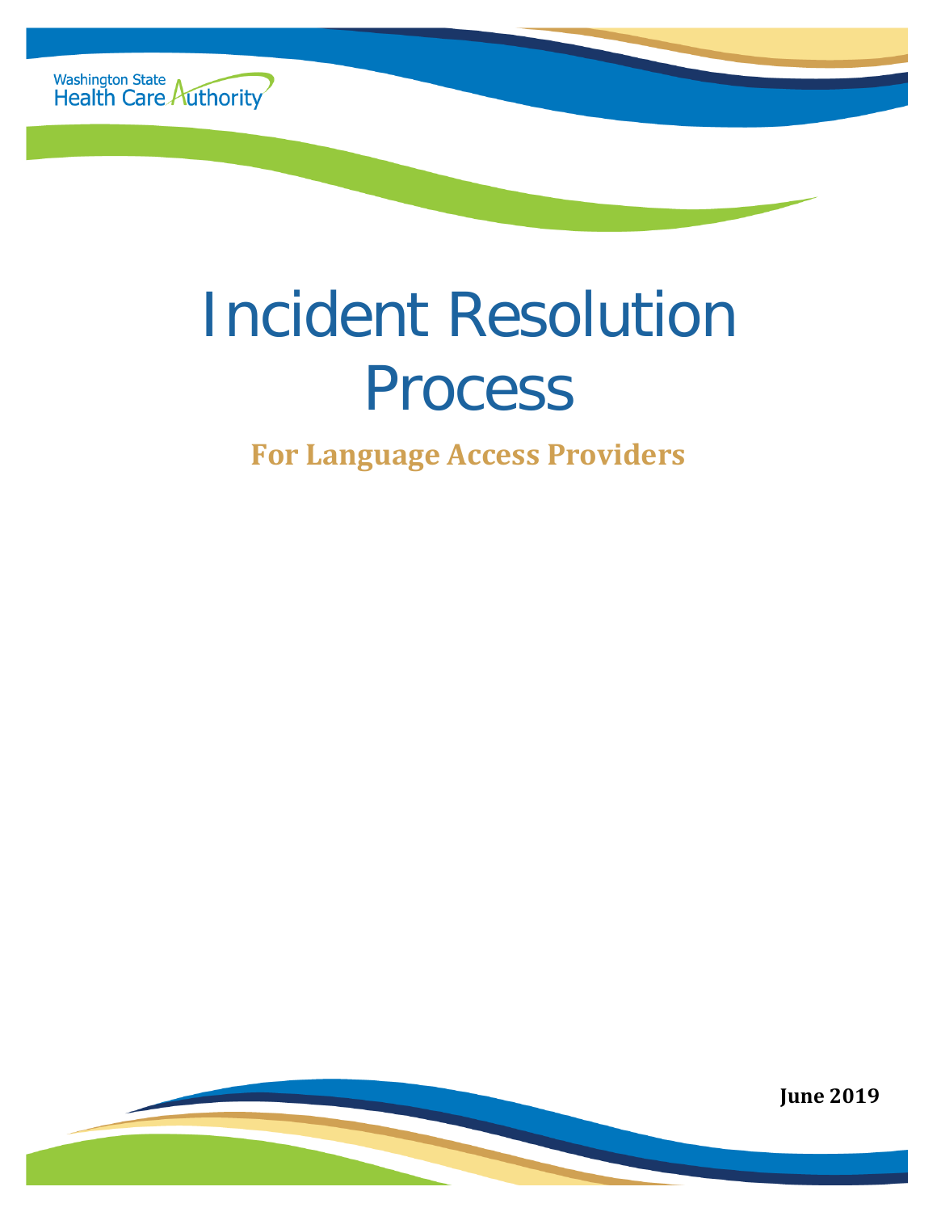Washington State Health Care Authority

# Incident Resolution Process

## For Language Access Providers

**June 2019**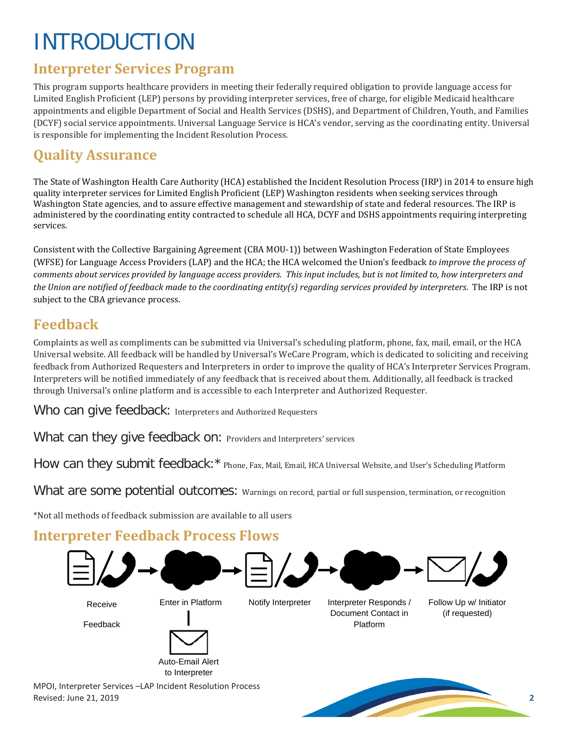# INTRODUCTION

## Interpreter Services Program

This program supports healthcare providers in meeting their federally required obligation to provide language access for Limited English Proficient (LEP) persons by providing interpreter services, free of charge, for eligible Medicaid healthcare appointments and eligible Department of Social and Health Services (DSHS), and Department of Children, Youth, and Families (DCYF) social service appointments. Universal Language Service is HCA's vendor, serving as the coordinating entity. Universal is responsible for implementing the Incident Resolution Process.

## Quality Assurance

The State of Washington Health Care Authority (HCA) established the Incident Resolution Process (IRP) in 2014 to ensure high quality interpreter services for Limited English Proficient (LEP) Washington residents when seeking services through Washington State agencies, and to assure effective management and stewardship of state and federal resources. The IRP is administered by the coordinating entity contracted to schedule all HCA, DCYF and DSHS appointments requiring interpreting services.

Consistent with the Collective Bargaining Agreement (CBA MOU-1)) between Washington Federation of State Employees (WFSE) for Language Access Providers (LAP) and the HCA; the HCA welcomed the Union's feedback *to improve the process of comments about services provided by language access providers. This input includes, but is not limited to, how interpreters and the Union are notified of feedback made to the coordinating entity(s) regarding services provided by interpreters*. The IRP is not subject to the CBA grievance process.

## Feedback

Complaints as well as compliments can be submitted via Universal's scheduling platform, phone, fax, mail, email, or the HCA Universal website. All feedback will be handled by Universal's WeCare Program, which is dedicated to soliciting and receiving feedback from Authorized Requesters and Interpreters in order to improve the quality of HCA's Interpreter Services Program. Interpreters will be notified immediately of any feedback that is received about them. Additionally, all feedback is tracked through Universal's online platform and is accessible to each Interpreter and Authorized Requester.

**Who can give feedback:** Interpreters and Authorized Requesters

**What can they give feedback on:** Providers and Interpreters' services

**How can they submit feedback:*** Phone, Fax, Mail, Email, HCA Universal Website, and User's Scheduling Platform

**What are some potential outcomes:** Warnings on record, partial or full suspension, termination, or recognition

*Not all methods of feedback submission are available to all users

## Interpreter Feedback Process Flows

Receive Feedback → Enter in Platform → Notify Interpreter → Interpreter Responds / Document Contact in Platform → Follow Up w/ Initiator (if requested)

Enter in Platform → Auto-Email Alert to Interpreter

MPOI, Interpreter Services –LAP Incident Resolution Process
Revised: June 21, 2019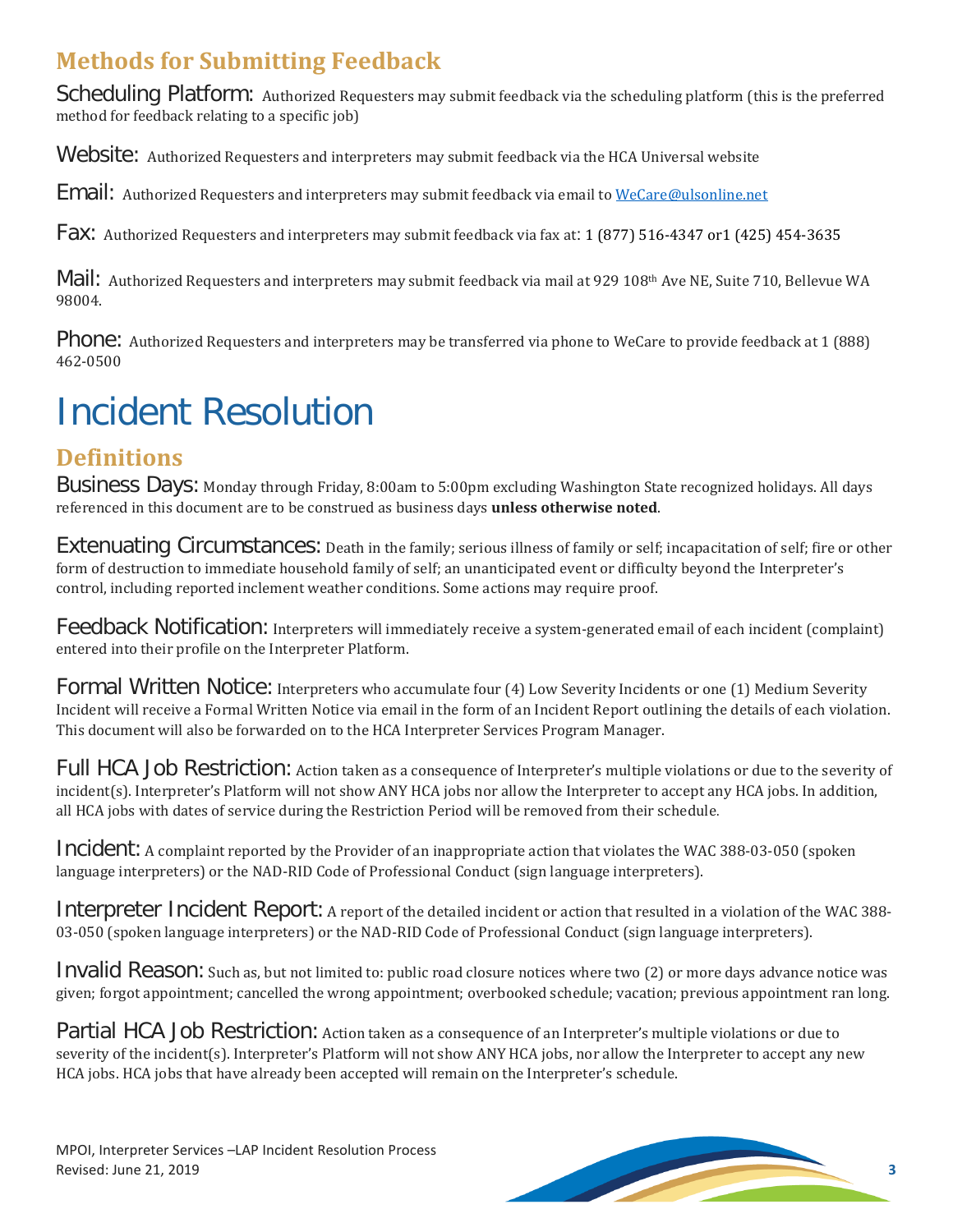## Methods for Submitting Feedback

**Scheduling Platform:** Authorized Requesters may submit feedback via the scheduling platform (this is the preferred method for feedback relating to a specific job)

**Website:** Authorized Requesters and interpreters may submit feedback via the HCA Universal website

**Email:** Authorized Requesters and interpreters may submit feedback via email to WeCare@ulsonline.net

**Fax:** Authorized Requesters and interpreters may submit feedback via fax at: 1 (877) 516-4347 or1 (425) 454-3635

**Mail:** Authorized Requesters and interpreters may submit feedback via mail at 929 108th Ave NE, Suite 710, Bellevue WA 98004.

**Phone:** Authorized Requesters and interpreters may be transferred via phone to WeCare to provide feedback at 1 (888) 462-0500

# Incident Resolution

## Definitions

**Business Days:** Monday through Friday, 8:00am to 5:00pm excluding Washington State recognized holidays. All days referenced in this document are to be construed as business days **unless otherwise noted**.

**Extenuating Circumstances:** Death in the family; serious illness of family or self; incapacitation of self; fire or other form of destruction to immediate household family of self; an unanticipated event or difficulty beyond the Interpreter's control, including reported inclement weather conditions. Some actions may require proof.

**Feedback Notification:** Interpreters will immediately receive a system-generated email of each incident (complaint) entered into their profile on the Interpreter Platform.

**Formal Written Notice:** Interpreters who accumulate four (4) Low Severity Incidents or one (1) Medium Severity Incident will receive a Formal Written Notice via email in the form of an Incident Report outlining the details of each violation. This document will also be forwarded on to the HCA Interpreter Services Program Manager.

**Full HCA Job Restriction:** Action taken as a consequence of Interpreter's multiple violations or due to the severity of incident(s). Interpreter's Platform will not show ANY HCA jobs nor allow the Interpreter to accept any HCA jobs. In addition, all HCA jobs with dates of service during the Restriction Period will be removed from their schedule.

**Incident:** A complaint reported by the Provider of an inappropriate action that violates the WAC 388-03-050 (spoken language interpreters) or the NAD-RID Code of Professional Conduct (sign language interpreters).

**Interpreter Incident Report:** A report of the detailed incident or action that resulted in a violation of the WAC 388-03-050 (spoken language interpreters) or the NAD-RID Code of Professional Conduct (sign language interpreters).

**Invalid Reason:** Such as, but not limited to: public road closure notices where two (2) or more days advance notice was given; forgot appointment; cancelled the wrong appointment; overbooked schedule; vacation; previous appointment ran long.

**Partial HCA Job Restriction:** Action taken as a consequence of an Interpreter's multiple violations or due to severity of the incident(s). Interpreter's Platform will not show ANY HCA jobs, nor allow the Interpreter to accept any new HCA jobs. HCA jobs that have already been accepted will remain on the Interpreter's schedule.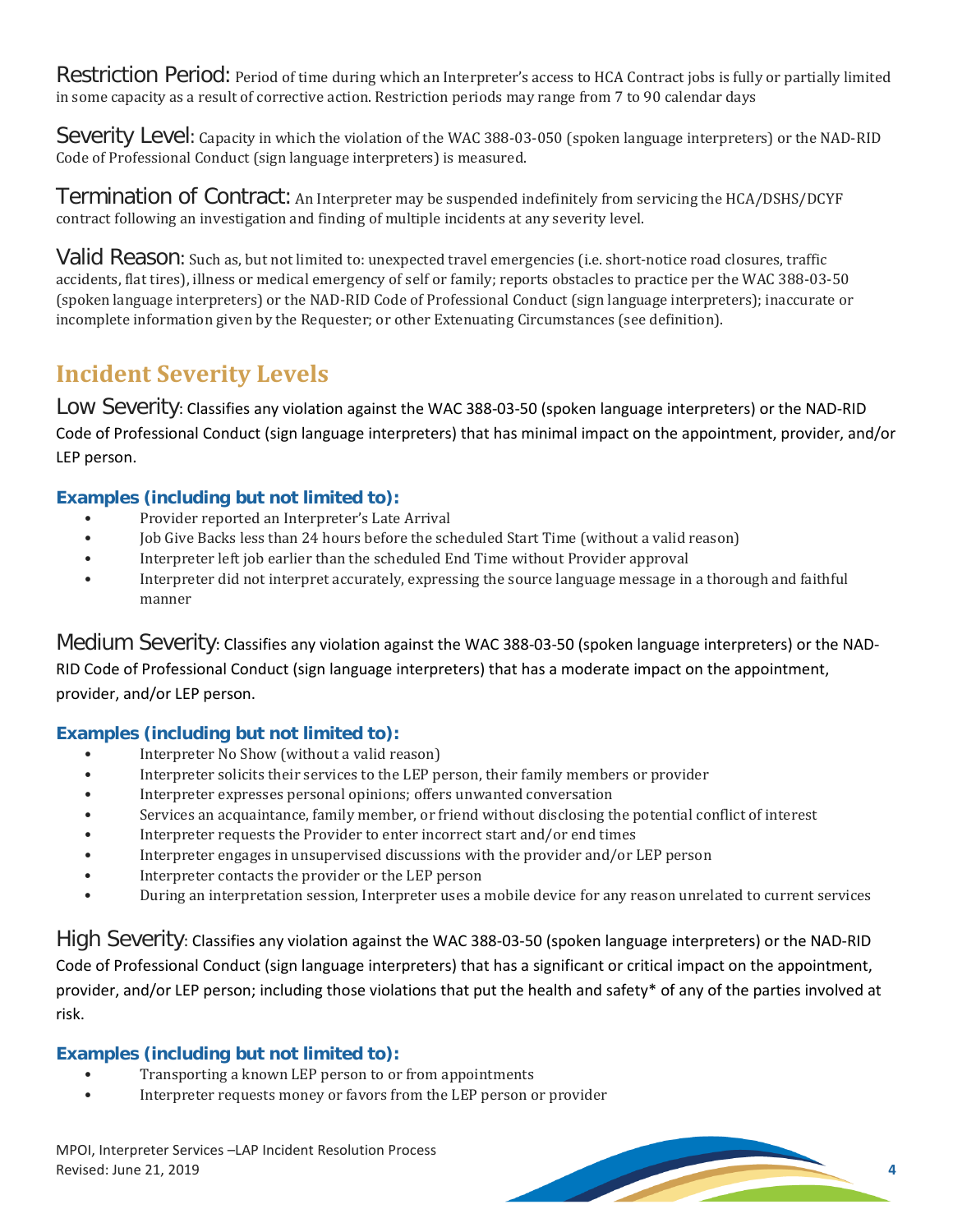**Restriction Period:** Period of time during which an Interpreter's access to HCA Contract jobs is fully or partially limited in some capacity as a result of corrective action. Restriction periods may range from 7 to 90 calendar days

**Severity Level:** Capacity in which the violation of the WAC 388-03-050 (spoken language interpreters) or the NAD-RID Code of Professional Conduct (sign language interpreters) is measured.

**Termination of Contract:** An Interpreter may be suspended indefinitely from servicing the HCA/DSHS/DCYF contract following an investigation and finding of multiple incidents at any severity level.

**Valid Reason:** Such as, but not limited to: unexpected travel emergencies (i.e. short-notice road closures, traffic accidents, flat tires), illness or medical emergency of self or family; reports obstacles to practice per the WAC 388-03-50 (spoken language interpreters) or the NAD-RID Code of Professional Conduct (sign language interpreters); inaccurate or incomplete information given by the Requester; or other Extenuating Circumstances (see definition).

## Incident Severity Levels

**Low Severity:** Classifies any violation against the WAC 388-03-50 (spoken language interpreters) or the NAD-RID Code of Professional Conduct (sign language interpreters) that has minimal impact on the appointment, provider, and/or LEP person.

#### Examples (including but not limited to):

- Provider reported an Interpreter's Late Arrival
- Job Give Backs less than 24 hours before the scheduled Start Time (without a valid reason)
- Interpreter left job earlier than the scheduled End Time without Provider approval
- Interpreter did not interpret accurately, expressing the source language message in a thorough and faithful manner

**Medium Severity:** Classifies any violation against the WAC 388-03-50 (spoken language interpreters) or the NAD-RID Code of Professional Conduct (sign language interpreters) that has a moderate impact on the appointment, provider, and/or LEP person.

#### Examples (including but not limited to):

- Interpreter No Show (without a valid reason)
- Interpreter solicits their services to the LEP person, their family members or provider
- Interpreter expresses personal opinions; offers unwanted conversation
- Services an acquaintance, family member, or friend without disclosing the potential conflict of interest
- Interpreter requests the Provider to enter incorrect start and/or end times
- Interpreter engages in unsupervised discussions with the provider and/or LEP person
- Interpreter contacts the provider or the LEP person
- During an interpretation session, Interpreter uses a mobile device for any reason unrelated to current services

**High Severity:** Classifies any violation against the WAC 388-03-50 (spoken language interpreters) or the NAD-RID Code of Professional Conduct (sign language interpreters) that has a significant or critical impact on the appointment, provider, and/or LEP person; including those violations that put the health and safety* of any of the parties involved at risk.

#### Examples (including but not limited to):

- Transporting a known LEP person to or from appointments
- Interpreter requests money or favors from the LEP person or provider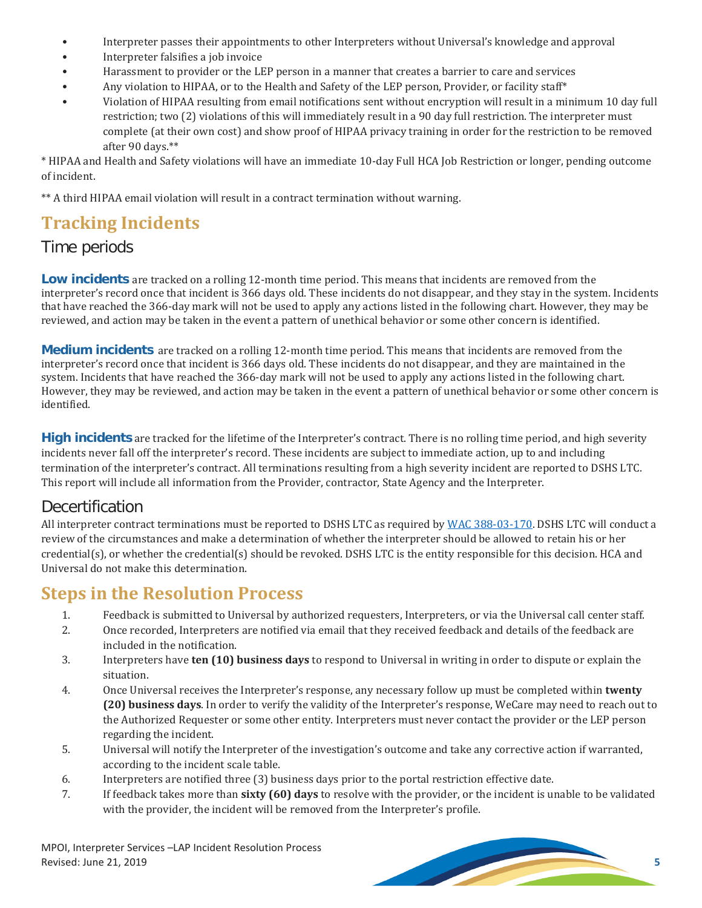- Interpreter passes their appointments to other Interpreters without Universal's knowledge and approval
- Interpreter falsifies a job invoice
- Harassment to provider or the LEP person in a manner that creates a barrier to care and services
- Any violation to HIPAA, or to the Health and Safety of the LEP person, Provider, or facility staff*
- Violation of HIPAA resulting from email notifications sent without encryption will result in a minimum 10 day full restriction; two (2) violations of this will immediately result in a 90 day full restriction. The interpreter must complete (at their own cost) and show proof of HIPAA privacy training in order for the restriction to be removed after 90 days.**

\* HIPAA and Health and Safety violations will have an immediate 10-day Full HCA Job Restriction or longer, pending outcome of incident.

\*\* A third HIPAA email violation will result in a contract termination without warning.

## Tracking Incidents

### Time periods

**Low incidents** are tracked on a rolling 12-month time period. This means that incidents are removed from the interpreter's record once that incident is 366 days old. These incidents do not disappear, and they stay in the system. Incidents that have reached the 366-day mark will not be used to apply any actions listed in the following chart. However, they may be reviewed, and action may be taken in the event a pattern of unethical behavior or some other concern is identified.

**Medium incidents** are tracked on a rolling 12-month time period. This means that incidents are removed from the interpreter's record once that incident is 366 days old. These incidents do not disappear, and they are maintained in the system. Incidents that have reached the 366-day mark will not be used to apply any actions listed in the following chart. However, they may be reviewed, and action may be taken in the event a pattern of unethical behavior or some other concern is identified.

**High incidents** are tracked for the lifetime of the Interpreter's contract. There is no rolling time period, and high severity incidents never fall off the interpreter's record. These incidents are subject to immediate action, up to and including termination of the interpreter's contract. All terminations resulting from a high severity incident are reported to DSHS LTC. This report will include all information from the Provider, contractor, State Agency and the Interpreter.

### Decertification

All interpreter contract terminations must be reported to DSHS LTC as required by WAC 388-03-170. DSHS LTC will conduct a review of the circumstances and make a determination of whether the interpreter should be allowed to retain his or her credential(s), or whether the credential(s) should be revoked. DSHS LTC is the entity responsible for this decision. HCA and Universal do not make this determination.

## Steps in the Resolution Process

1. Feedback is submitted to Universal by authorized requesters, Interpreters, or via the Universal call center staff.
2. Once recorded, Interpreters are notified via email that they received feedback and details of the feedback are included in the notification.
3. Interpreters have **ten (10) business days** to respond to Universal in writing in order to dispute or explain the situation.
4. Once Universal receives the Interpreter's response, any necessary follow up must be completed within **twenty (20) business days**. In order to verify the validity of the Interpreter's response, WeCare may need to reach out to the Authorized Requester or some other entity. Interpreters must never contact the provider or the LEP person regarding the incident.
5. Universal will notify the Interpreter of the investigation's outcome and take any corrective action if warranted, according to the incident scale table.
6. Interpreters are notified three (3) business days prior to the portal restriction effective date.
7. If feedback takes more than **sixty (60) days** to resolve with the provider, or the incident is unable to be validated with the provider, the incident will be removed from the Interpreter's profile.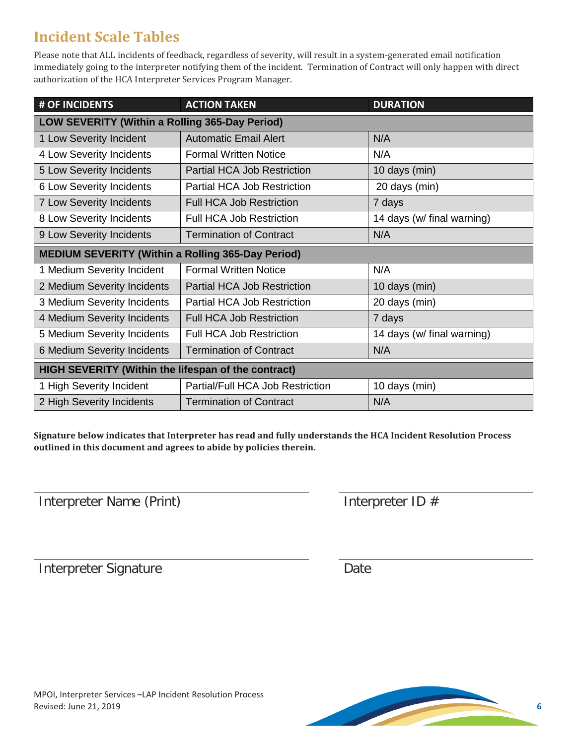## Incident Scale Tables

Please note that ALL incidents of feedback, regardless of severity, will result in a system-generated email notification immediately going to the interpreter notifying them of the incident. Termination of Contract will only happen with direct authorization of the HCA Interpreter Services Program Manager.

| # OF INCIDENTS | ACTION TAKEN | DURATION |
|---|---|---|
| **LOW SEVERITY (Within a Rolling 365-Day Period)** | | |
| 1 Low Severity Incident | Automatic Email Alert | N/A |
| 4 Low Severity Incidents | Formal Written Notice | N/A |
| 5 Low Severity Incidents | Partial HCA Job Restriction | 10 days (min) |
| 6 Low Severity Incidents | Partial HCA Job Restriction | 20 days (min) |
| 7 Low Severity Incidents | Full HCA Job Restriction | 7 days |
| 8 Low Severity Incidents | Full HCA Job Restriction | 14 days (w/ final warning) |
| 9 Low Severity Incidents | Termination of Contract | N/A |
| **MEDIUM SEVERITY (Within a Rolling 365-Day Period)** | | |
| 1 Medium Severity Incident | Formal Written Notice | N/A |
| 2 Medium Severity Incidents | Partial HCA Job Restriction | 10 days (min) |
| 3 Medium Severity Incidents | Partial HCA Job Restriction | 20 days (min) |
| 4 Medium Severity Incidents | Full HCA Job Restriction | 7 days |
| 5 Medium Severity Incidents | Full HCA Job Restriction | 14 days (w/ final warning) |
| 6 Medium Severity Incidents | Termination of Contract | N/A |
| **HIGH SEVERITY (Within the lifespan of the contract)** | | |
| 1 High Severity Incident | Partial/Full HCA Job Restriction | 10 days (min) |
| 2 High Severity Incidents | Termination of Contract | N/A |

**Signature below indicates that Interpreter has read and fully understands the HCA Incident Resolution Process outlined in this document and agrees to abide by policies therein.**

Interpreter Name (Print) ______________________ Interpreter ID # ______________________

Interpreter Signature ______________________ Date ______________________

MPOI, Interpreter Services –LAP Incident Resolution Process
Revised: June 21, 2019